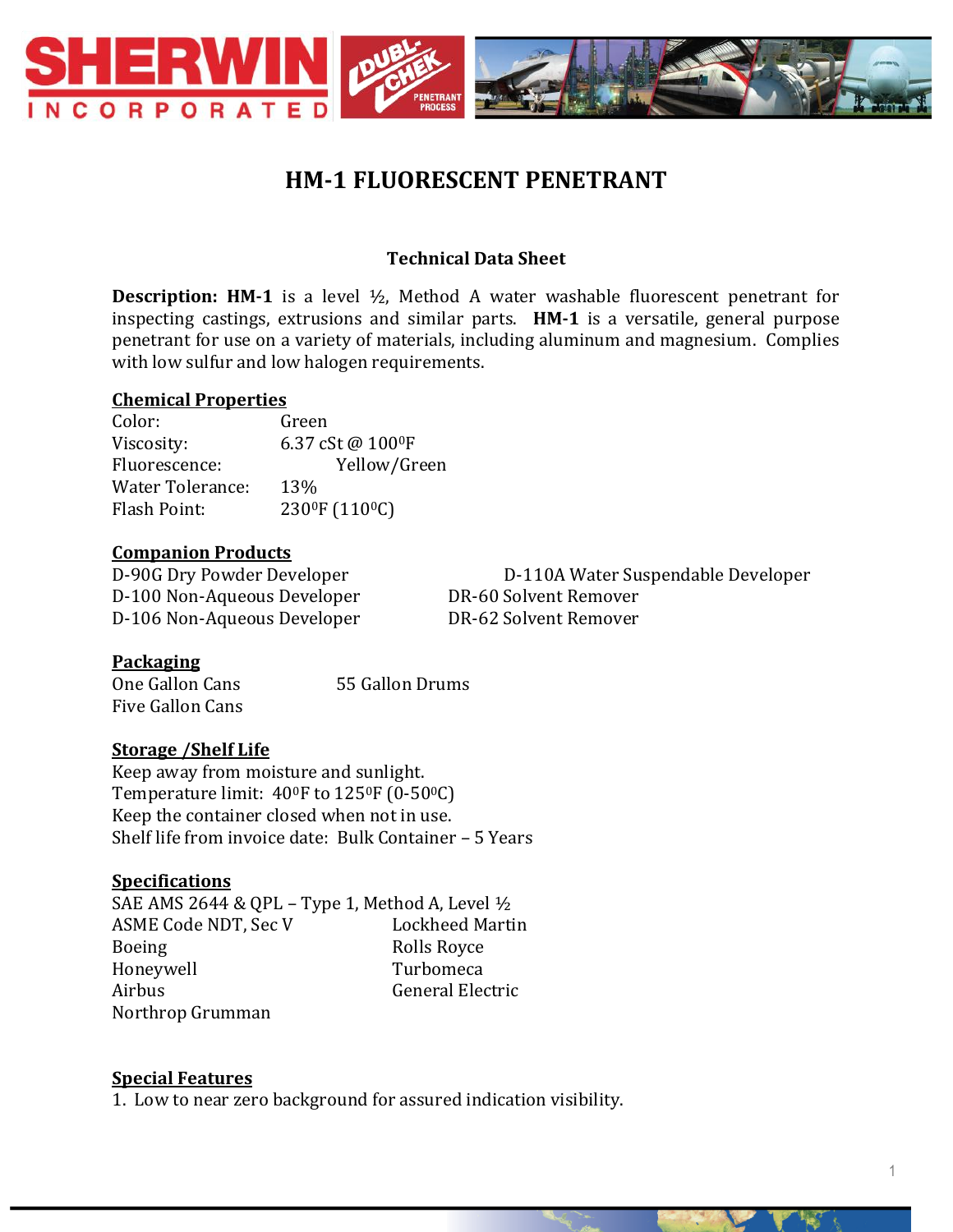# HM-1 FLUORESCENT PENETRANT

### Technical Data Sheet

**Description: HM-1** is a level ½, Method A water washable fluorescent penetrant for inspecting castings, extrusions and similar parts. **HM-1** is a versatile, general purpose penetrant for use on a variety of materials, including aluminum and magnesium. Complies with low sulfur and low halogen requirements.

## Chemical Properties

| | |
|---|---|
| Color: | Green |
| Viscosity: | 6.37 cSt @ 100$^0$F |
| Fluorescence: | Yellow/Green |
| Water Tolerance: | 13% |
| Flash Point: | 230$^0$F (110$^0$C) |

## Companion Products

| | |
|---|---|
| D-90G Dry Powder Developer | D-110A Water Suspendable Developer |
| D-100 Non-Aqueous Developer | DR-60 Solvent Remover |
| D-106 Non-Aqueous Developer | DR-62 Solvent Remover |

## Packaging

| | |
|---|---|
| One Gallon Cans | 55 Gallon Drums |
| Five Gallon Cans | |

## Storage /Shelf Life

Keep away from moisture and sunlight.
Temperature limit: 40$^0$F to 125$^0$F (0-50$^0$C)
Keep the container closed when not in use.
Shelf life from invoice date: Bulk Container – 5 Years

## Specifications

SAE AMS 2644 & QPL – Type 1, Method A, Level ½

| | |
|---|---|
| ASME Code NDT, Sec V | Lockheed Martin |
| Boeing | Rolls Royce |
| Honeywell | Turbomeca |
| Airbus | General Electric |
| Northrop Grumman | |

## Special Features

1. Low to near zero background for assured indication visibility.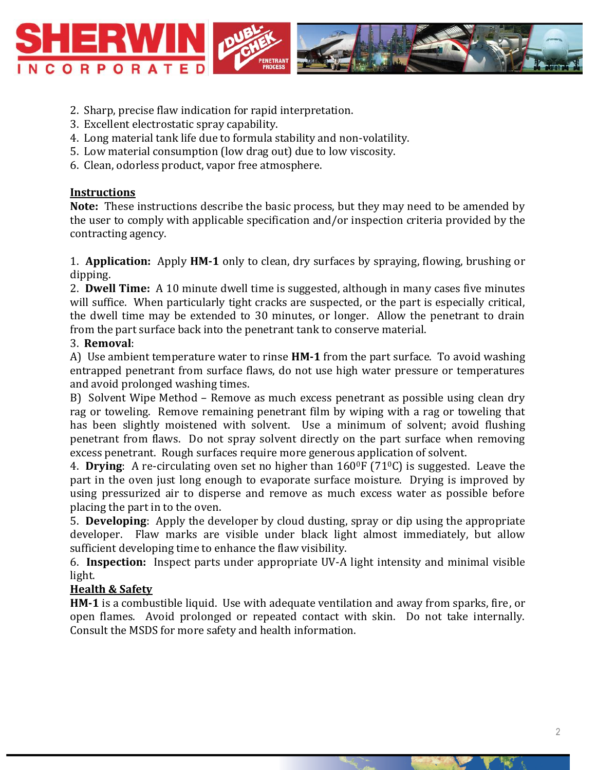2. Sharp, precise flaw indication for rapid interpretation.
3. Excellent electrostatic spray capability.
4. Long material tank life due to formula stability and non-volatility.
5. Low material consumption (low drag out) due to low viscosity.
6. Clean, odorless product, vapor free atmosphere.

## Instructions

**Note:** These instructions describe the basic process, but they may need to be amended by the user to comply with applicable specification and/or inspection criteria provided by the contracting agency.

1. **Application:** Apply **HM-1** only to clean, dry surfaces by spraying, flowing, brushing or dipping.
2. **Dwell Time:** A 10 minute dwell time is suggested, although in many cases five minutes will suffice. When particularly tight cracks are suspected, or the part is especially critical, the dwell time may be extended to 30 minutes, or longer. Allow the penetrant to drain from the part surface back into the penetrant tank to conserve material.
3. **Removal**:

A) Use ambient temperature water to rinse **HM-1** from the part surface. To avoid washing entrapped penetrant from surface flaws, do not use high water pressure or temperatures and avoid prolonged washing times.

B) Solvent Wipe Method – Remove as much excess penetrant as possible using clean dry rag or toweling. Remove remaining penetrant film by wiping with a rag or toweling that has been slightly moistened with solvent. Use a minimum of solvent; avoid flushing penetrant from flaws. Do not spray solvent directly on the part surface when removing excess penetrant. Rough surfaces require more generous application of solvent.

4. **Drying**: A re-circulating oven set no higher than 160$^0$F (71$^0$C) is suggested. Leave the part in the oven just long enough to evaporate surface moisture. Drying is improved by using pressurized air to disperse and remove as much excess water as possible before placing the part in to the oven.
5. **Developing**: Apply the developer by cloud dusting, spray or dip using the appropriate developer. Flaw marks are visible under black light almost immediately, but allow sufficient developing time to enhance the flaw visibility.
6. **Inspection:** Inspect parts under appropriate UV-A light intensity and minimal visible light.

## Health & Safety

**HM-1** is a combustible liquid. Use with adequate ventilation and away from sparks, fire, or open flames. Avoid prolonged or repeated contact with skin. Do not take internally. Consult the MSDS for more safety and health information.